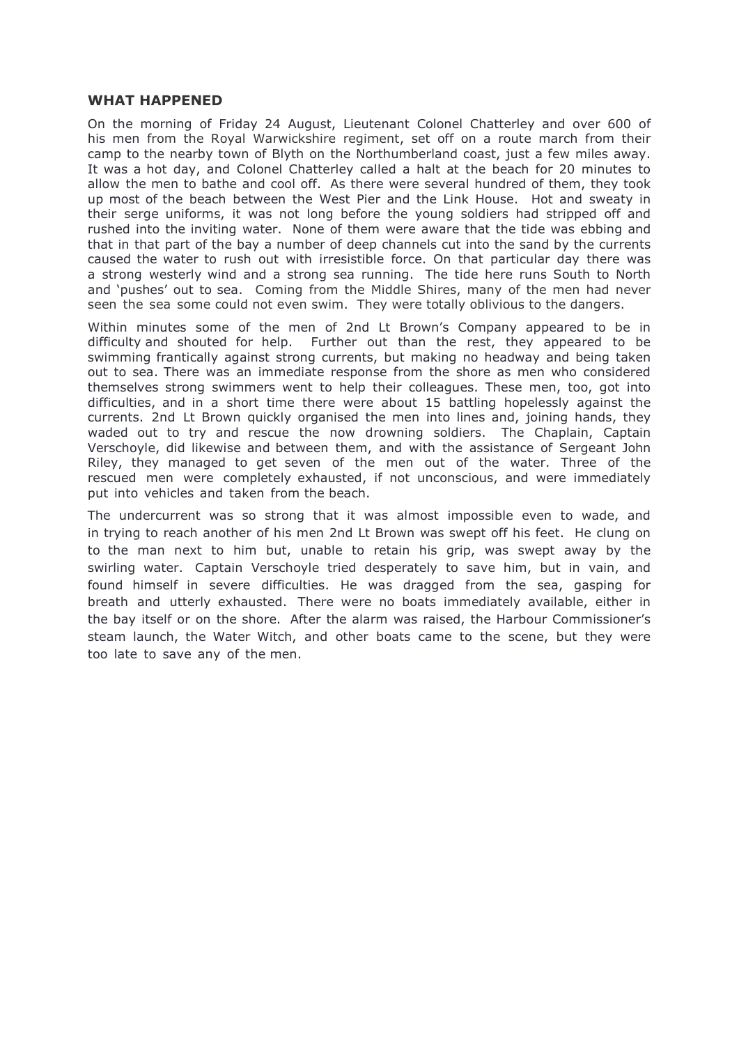## WHAT HAPPENED

On the morning of Friday 24 August, Lieutenant Colonel Chatterley and over 600 of his men from the Royal Warwickshire regiment, set off on a route march from their camp to the nearby town of Blyth on the Northumberland coast, just a few miles away. It was a hot day, and Colonel Chatterley called a halt at the beach for 20 minutes to allow the men to bathe and cool off. As there were several hundred of them, they took up most of the beach between the West Pier and the Link House. Hot and sweaty in their serge uniforms, it was not long before the young soldiers had stripped off and rushed into the inviting water. None of them were aware that the tide was ebbing and that in that part of the bay a number of deep channels cut into the sand by the currents caused the water to rush out with irresistible force. On that particular day there was a strong westerly wind and a strong sea running. The tide here runs South to North and 'pushes' out to sea. Coming from the Middle Shires, many of the men had never seen the sea some could not even swim. They were totally oblivious to the dangers.

Within minutes some of the men of 2nd Lt Brown's Company appeared to be in difficulty and shouted for help. Further out than the rest, they appeared to be swimming frantically against strong currents, but making no headway and being taken out to sea. There was an immediate response from the shore as men who considered themselves strong swimmers went to help their colleagues. These men, too, got into difficulties, and in a short time there were about 15 battling hopelessly against the currents. 2nd Lt Brown quickly organised the men into lines and, joining hands, they waded out to try and rescue the now drowning soldiers. The Chaplain, Captain Verschoyle, did likewise and between them, and with the assistance of Sergeant John Riley, they managed to get seven of the men out of the water. Three of the rescued men were completely exhausted, if not unconscious, and were immediately put into vehicles and taken from the beach.

The undercurrent was so strong that it was almost impossible even to wade, and in trying to reach another of his men 2nd Lt Brown was swept off his feet. He clung on to the man next to him but, unable to retain his grip, was swept away by the swirling water. Captain Verschoyle tried desperately to save him, but in vain, and found himself in severe difficulties. He was dragged from the sea, gasping for breath and utterly exhausted. There were no boats immediately available, either in the bay itself or on the shore. After the alarm was raised, the Harbour Commissioner's steam launch, the Water Witch, and other boats came to the scene, but they were too late to save any of the men.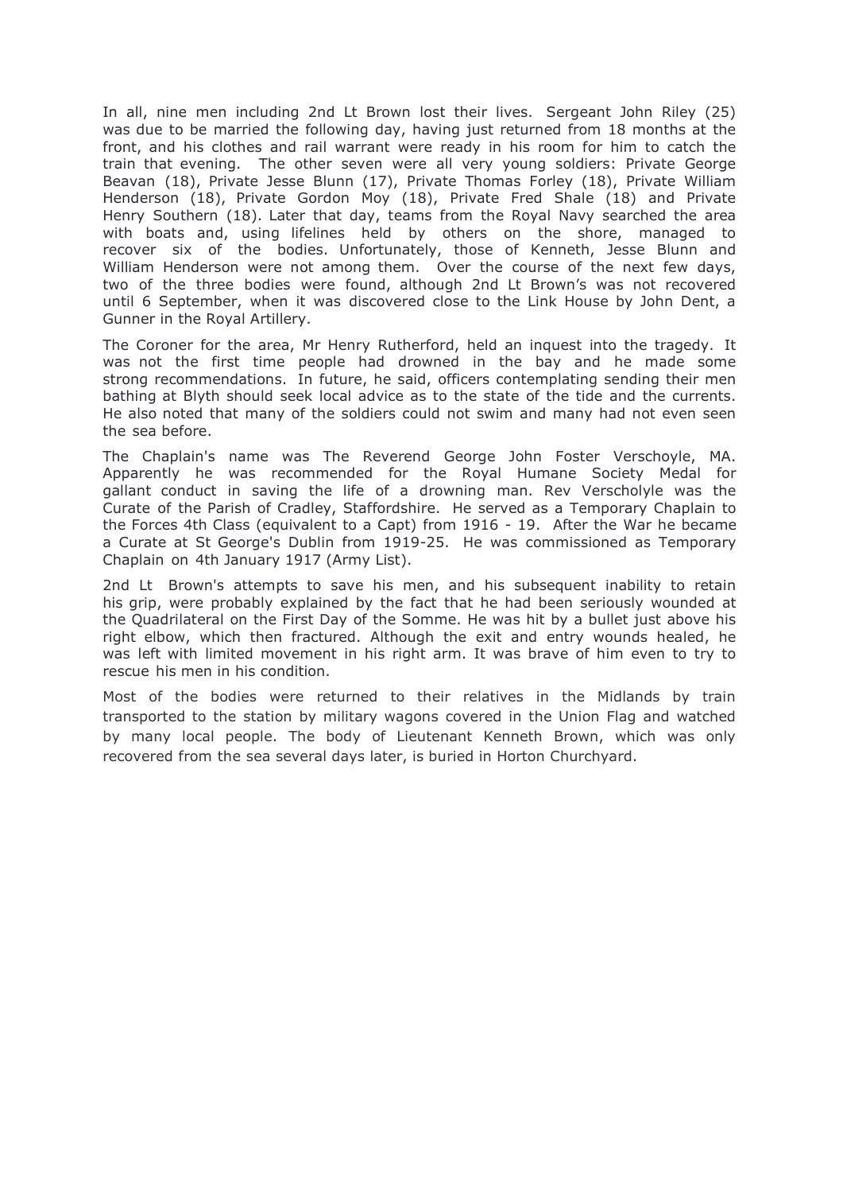In all, nine men including 2nd Lt Brown lost their lives. Sergeant John Riley (25) was due to be married the following day, having just returned from 18 months at the front, and his clothes and rail warrant were ready in his room for him to catch the train that evening. The other seven were all very young soldiers: Private George Beavan (18), Private Jesse Blunn (17), Private Thomas Forley (18), Private William Henderson (18), Private Gordon Moy (18), Private Fred Shale (18) and Private Henry Southern (18). Later that day, teams from the Royal Navy searched the area with boats and, using lifelines held by others on the shore, managed to recover six of the bodies. Unfortunately, those of Kenneth, Jesse Blunn and William Henderson were not among them. Over the course of the next few days, two of the three bodies were found, although 2nd Lt Brown's was not recovered until 6 September, when it was discovered close to the Link House by John Dent, a Gunner in the Royal Artillery.

The Coroner for the area, Mr Henry Rutherford, held an inquest into the tragedy. It was not the first time people had drowned in the bay and he made some strong recommendations. In future, he said, officers contemplating sending their men bathing at Blyth should seek local advice as to the state of the tide and the currents. He also noted that many of the soldiers could not swim and many had not even seen the sea before.

The Chaplain's name was The Reverend George John Foster Verschoyle, MA. Apparently he was recommended for the Royal Humane Society Medal for gallant conduct in saving the life of a drowning man. Rev Verscholyle was the Curate of the Parish of Cradley, Staffordshire. He served as a Temporary Chaplain to the Forces 4th Class (equivalent to a Capt) from 1916 - 19. After the War he became a Curate at St George's Dublin from 1919-25. He was commissioned as Temporary Chaplain on 4th January 1917 (Army List).

2nd Lt Brown's attempts to save his men, and his subsequent inability to retain his grip, were probably explained by the fact that he had been seriously wounded at the Quadrilateral on the First Day of the Somme. He was hit by a bullet just above his right elbow, which then fractured. Although the exit and entry wounds healed, he was left with limited movement in his right arm. It was brave of him even to try to rescue his men in his condition.

Most of the bodies were returned to their relatives in the Midlands by train transported to the station by military wagons covered in the Union Flag and watched by many local people. The body of Lieutenant Kenneth Brown, which was only recovered from the sea several days later, is buried in Horton Churchyard.